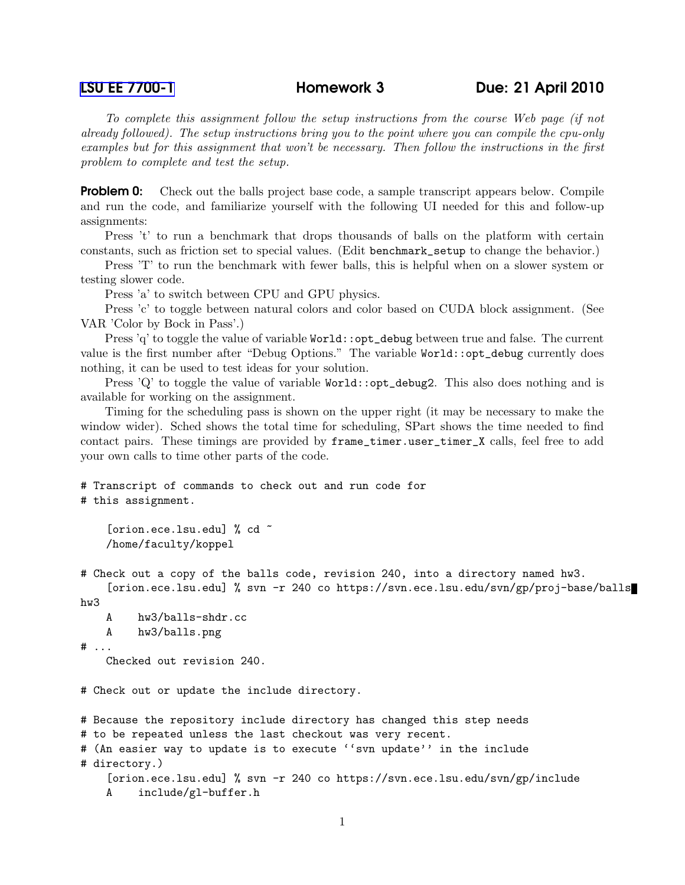LSU EE 7700-1 **Homework 3** **Due: 21 April 2010**

*To complete this assignment follow the setup instructions from the course Web page (if not already followed). The setup instructions bring you to the point where you can compile the cpu-only examples but for this assignment that won't be necessary. Then follow the instructions in the first problem to complete and test the setup.*

**Problem 0:** Check out the balls project base code, a sample transcript appears below. Compile and run the code, and familiarize yourself with the following UI needed for this and follow-up assignments:

Press 't' to run a benchmark that drops thousands of balls on the platform with certain constants, such as friction set to special values. (Edit `benchmark_setup` to change the behavior.)

Press 'T' to run the benchmark with fewer balls, this is helpful when on a slower system or testing slower code.

Press 'a' to switch between CPU and GPU physics.

Press 'c' to toggle between natural colors and color based on CUDA block assignment. (See VAR 'Color by Bock in Pass'.)

Press 'q' to toggle the value of variable `World::opt_debug` between true and false. The current value is the first number after "Debug Options." The variable `World::opt_debug` currently does nothing, it can be used to test ideas for your solution.

Press 'Q' to toggle the value of variable `World::opt_debug2`. This also does nothing and is available for working on the assignment.

Timing for the scheduling pass is shown on the upper right (it may be necessary to make the window wider). Sched shows the total time for scheduling, SPart shows the time needed to find contact pairs. These timings are provided by `frame_timer.user_timer_X` calls, feel free to add your own calls to time other parts of the code.

```
# Transcript of commands to check out and run code for
# this assignment.

    [orion.ece.lsu.edu] % cd ~
    /home/faculty/koppel

# Check out a copy of the balls code, revision 240, into a directory named hw3.
    [orion.ece.lsu.edu] % svn -r 240 co https://svn.ece.lsu.edu/svn/gp/proj-base/balls
hw3
    A    hw3/balls-shdr.cc
    A    hw3/balls.png
# ...
    Checked out revision 240.

# Check out or update the include directory.

# Because the repository include directory has changed this step needs
# to be repeated unless the last checkout was very recent.
# (An easier way to update is to execute ''svn update'' in the include
# directory.)
    [orion.ece.lsu.edu] % svn -r 240 co https://svn.ece.lsu.edu/svn/gp/include
    A    include/gl-buffer.h
```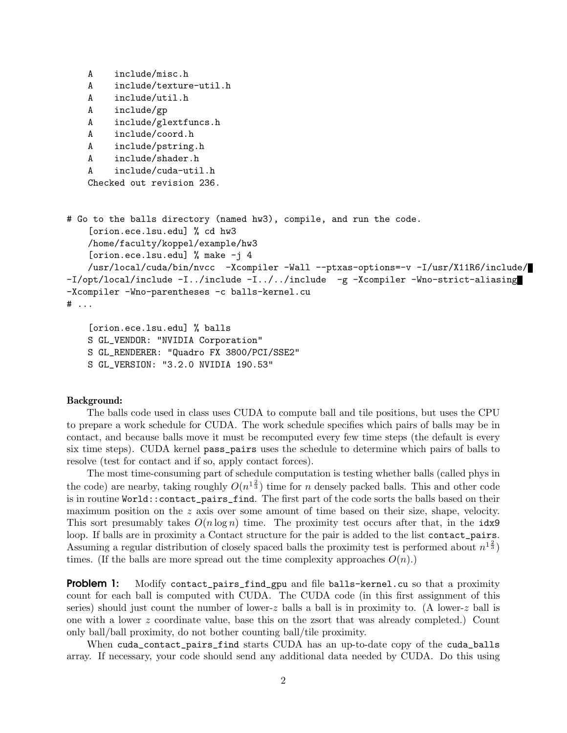```
    A    include/misc.h
    A    include/texture-util.h
    A    include/util.h
    A    include/gp
    A    include/glextfuncs.h
    A    include/coord.h
    A    include/pstring.h
    A    include/shader.h
    A    include/cuda-util.h
    Checked out revision 236.


# Go to the balls directory (named hw3), compile, and run the code.
    [orion.ece.lsu.edu] % cd hw3
    /home/faculty/koppel/example/hw3
    [orion.ece.lsu.edu] % make -j 4
    /usr/local/cuda/bin/nvcc  -Xcompiler -Wall --ptxas-options=-v -I/usr/X11R6/include/
-I/opt/local/include -I../include -I../../include  -g -Xcompiler -Wno-strict-aliasing
-Xcompiler -Wno-parentheses -c balls-kernel.cu
# ...

    [orion.ece.lsu.edu] % balls
    S GL_VENDOR: "NVIDIA Corporation"
    S GL_RENDERER: "Quadro FX 3800/PCI/SSE2"
    S GL_VERSION: "3.2.0 NVIDIA 190.53"
```

**Background:**

The balls code used in class uses CUDA to compute ball and tile positions, but uses the CPU to prepare a work schedule for CUDA. The work schedule specifies which pairs of balls may be in contact, and because balls move it must be recomputed every few time steps (the default is every six time steps). CUDA kernel `pass_pairs` uses the schedule to determine which pairs of balls to resolve (test for contact and if so, apply contact forces).

The most time-consuming part of schedule computation is testing whether balls (called phys in the code) are nearby, taking roughly $O(n^{1\frac{2}{3}})$ time for $n$ densely packed balls. This and other code is in routine `World::contact_pairs_find`. The first part of the code sorts the balls based on their maximum position on the $z$ axis over some amount of time based on their size, shape, velocity. This sort presumably takes $O(n \log n)$ time. The proximity test occurs after that, in the `idx9` loop. If balls are in proximity a Contact structure for the pair is added to the list `contact_pairs`. Assuming a regular distribution of closely spaced balls the proximity test is performed about $n^{1\frac{2}{3}}$) times. (If the balls are more spread out the time complexity approaches $O(n)$.)

**Problem 1:** Modify `contact_pairs_find_gpu` and file `balls-kernel.cu` so that a proximity count for each ball is computed with CUDA. The CUDA code (in this first assignment of this series) should just count the number of lower-$z$ balls a ball is in proximity to. (A lower-$z$ ball is one with a lower $z$ coordinate value, base this on the zsort that was already completed.) Count only ball/ball proximity, do not bother counting ball/tile proximity.

When `cuda_contact_pairs_find` starts CUDA has an up-to-date copy of the `cuda_balls` array. If necessary, your code should send any additional data needed by CUDA. Do this using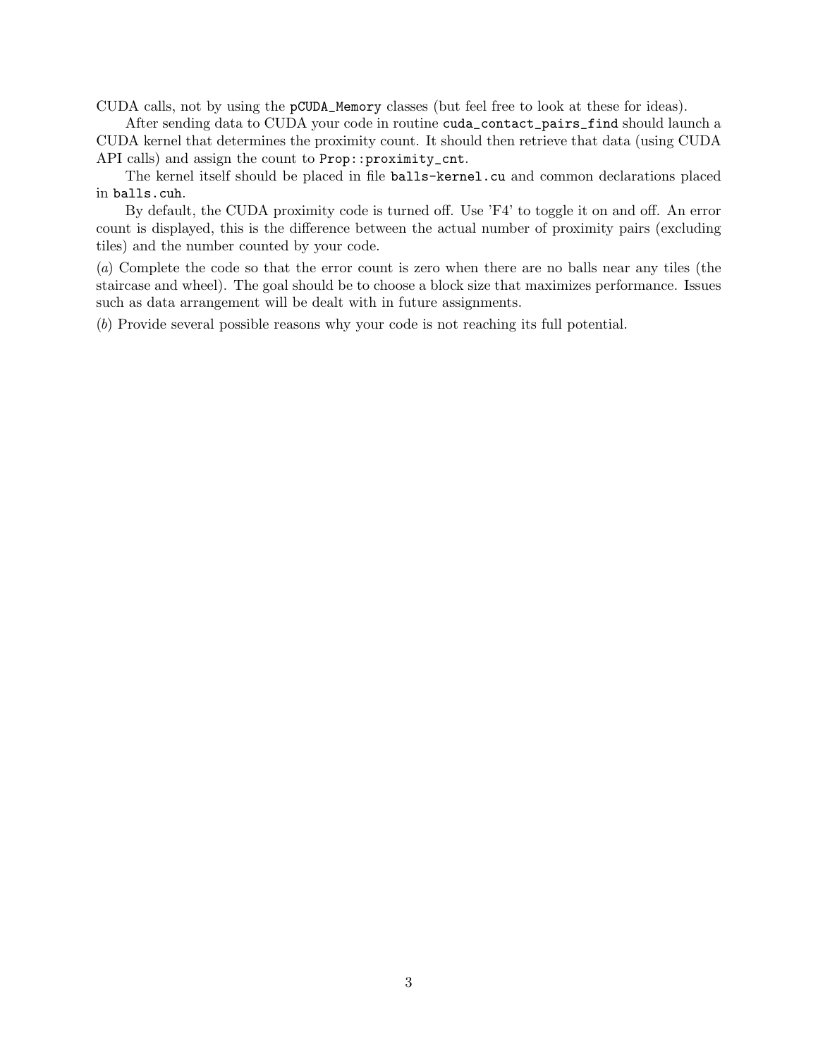CUDA calls, not by using the `pCUDA_Memory` classes (but feel free to look at these for ideas).

After sending data to CUDA your code in routine `cuda_contact_pairs_find` should launch a CUDA kernel that determines the proximity count. It should then retrieve that data (using CUDA API calls) and assign the count to `Prop::proximity_cnt`.

The kernel itself should be placed in file `balls-kernel.cu` and common declarations placed in `balls.cuh`.

By default, the CUDA proximity code is turned off. Use 'F4' to toggle it on and off. An error count is displayed, this is the difference between the actual number of proximity pairs (excluding tiles) and the number counted by your code.

(*a*) Complete the code so that the error count is zero when there are no balls near any tiles (the staircase and wheel). The goal should be to choose a block size that maximizes performance. Issues such as data arrangement will be dealt with in future assignments.

(*b*) Provide several possible reasons why your code is not reaching its full potential.